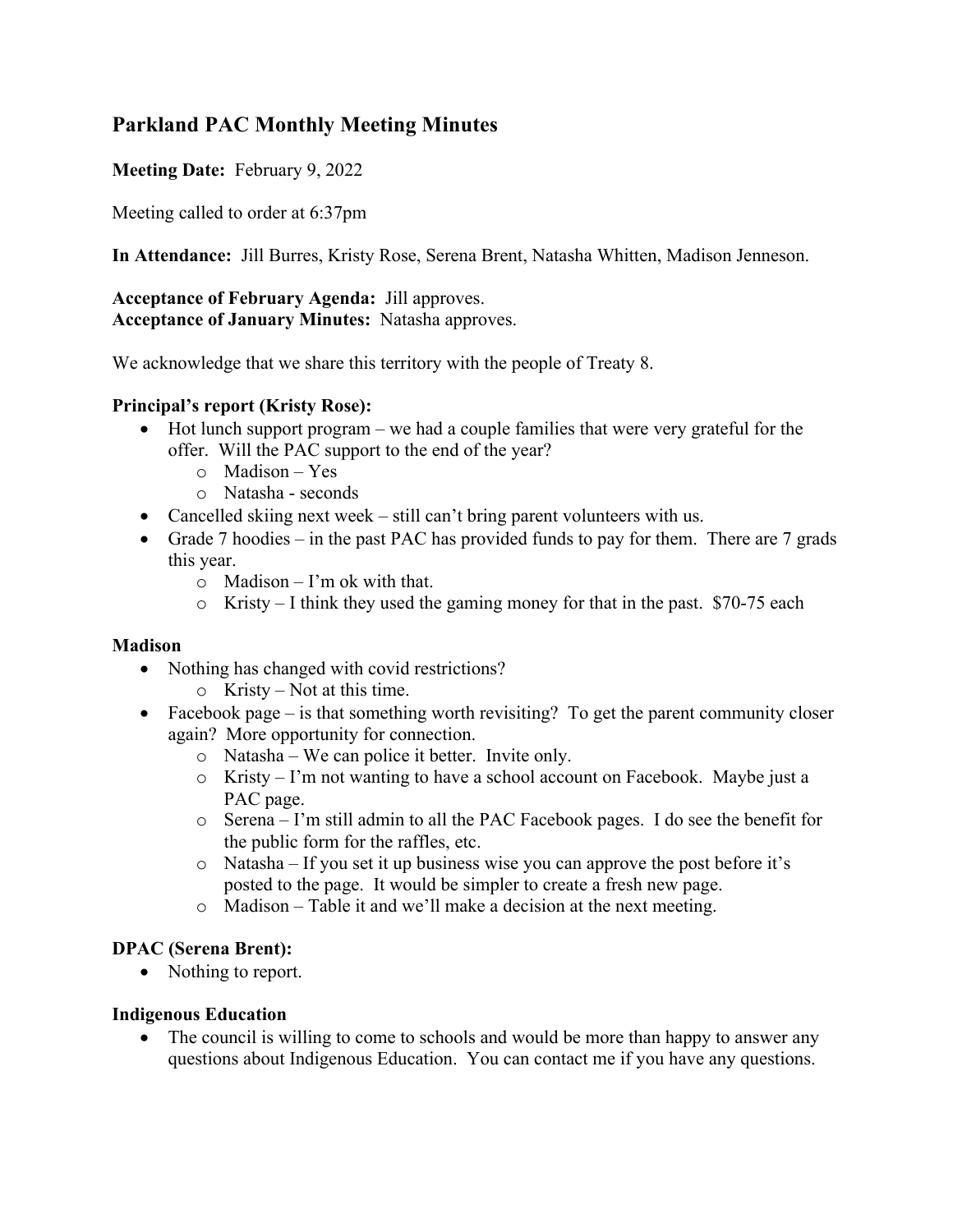# Parkland PAC Monthly Meeting Minutes

**Meeting Date:** February 9, 2022

Meeting called to order at 6:37pm

**In Attendance:** Jill Burres, Kristy Rose, Serena Brent, Natasha Whitten, Madison Jenneson.

**Acceptance of February Agenda:** Jill approves.
**Acceptance of January Minutes:** Natasha approves.

We acknowledge that we share this territory with the people of Treaty 8.

**Principal's report (Kristy Rose):**

- Hot lunch support program – we had a couple families that were very grateful for the offer. Will the PAC support to the end of the year?
  - Madison – Yes
  - Natasha - seconds
- Cancelled skiing next week – still can't bring parent volunteers with us.
- Grade 7 hoodies – in the past PAC has provided funds to pay for them. There are 7 grads this year.
  - Madison – I'm ok with that.
  - Kristy – I think they used the gaming money for that in the past. $70-75 each

**Madison**

- Nothing has changed with covid restrictions?
  - Kristy – Not at this time.
- Facebook page – is that something worth revisiting? To get the parent community closer again? More opportunity for connection.
  - Natasha – We can police it better. Invite only.
  - Kristy – I'm not wanting to have a school account on Facebook. Maybe just a PAC page.
  - Serena – I'm still admin to all the PAC Facebook pages. I do see the benefit for the public form for the raffles, etc.
  - Natasha – If you set it up business wise you can approve the post before it's posted to the page. It would be simpler to create a fresh new page.
  - Madison – Table it and we'll make a decision at the next meeting.

**DPAC (Serena Brent):**

- Nothing to report.

**Indigenous Education**

- The council is willing to come to schools and would be more than happy to answer any questions about Indigenous Education. You can contact me if you have any questions.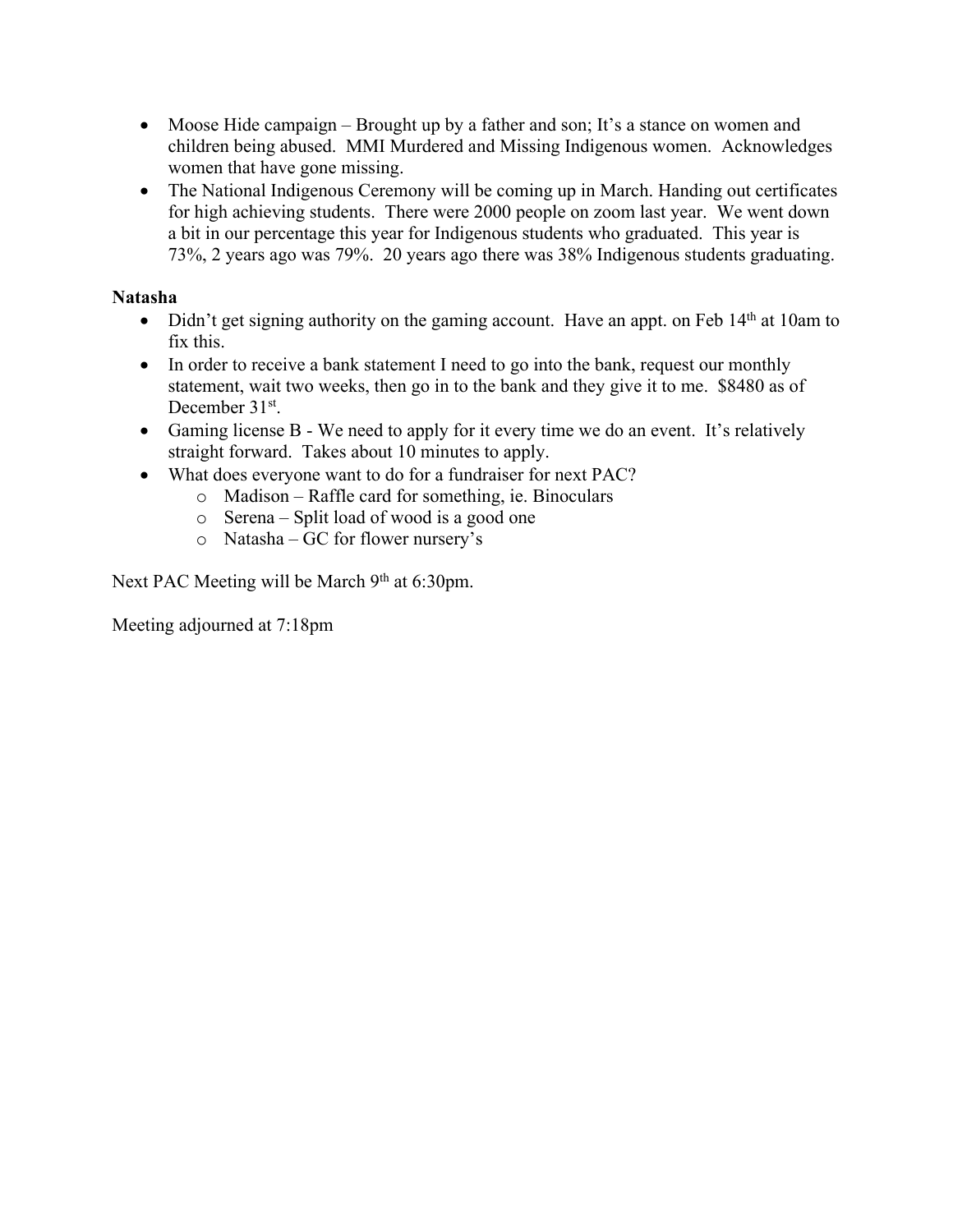- Moose Hide campaign – Brought up by a father and son; It's a stance on women and children being abused. MMI Murdered and Missing Indigenous women. Acknowledges women that have gone missing.
- The National Indigenous Ceremony will be coming up in March. Handing out certificates for high achieving students. There were 2000 people on zoom last year. We went down a bit in our percentage this year for Indigenous students who graduated. This year is 73%, 2 years ago was 79%. 20 years ago there was 38% Indigenous students graduating.

**Natasha**

- Didn't get signing authority on the gaming account. Have an appt. on Feb 14th at 10am to fix this.
- In order to receive a bank statement I need to go into the bank, request our monthly statement, wait two weeks, then go in to the bank and they give it to me. $8480 as of December 31st.
- Gaming license B - We need to apply for it every time we do an event. It's relatively straight forward. Takes about 10 minutes to apply.
- What does everyone want to do for a fundraiser for next PAC?
    - Madison – Raffle card for something, ie. Binoculars
    - Serena – Split load of wood is a good one
    - Natasha – GC for flower nursery's

Next PAC Meeting will be March 9th at 6:30pm.

Meeting adjourned at 7:18pm